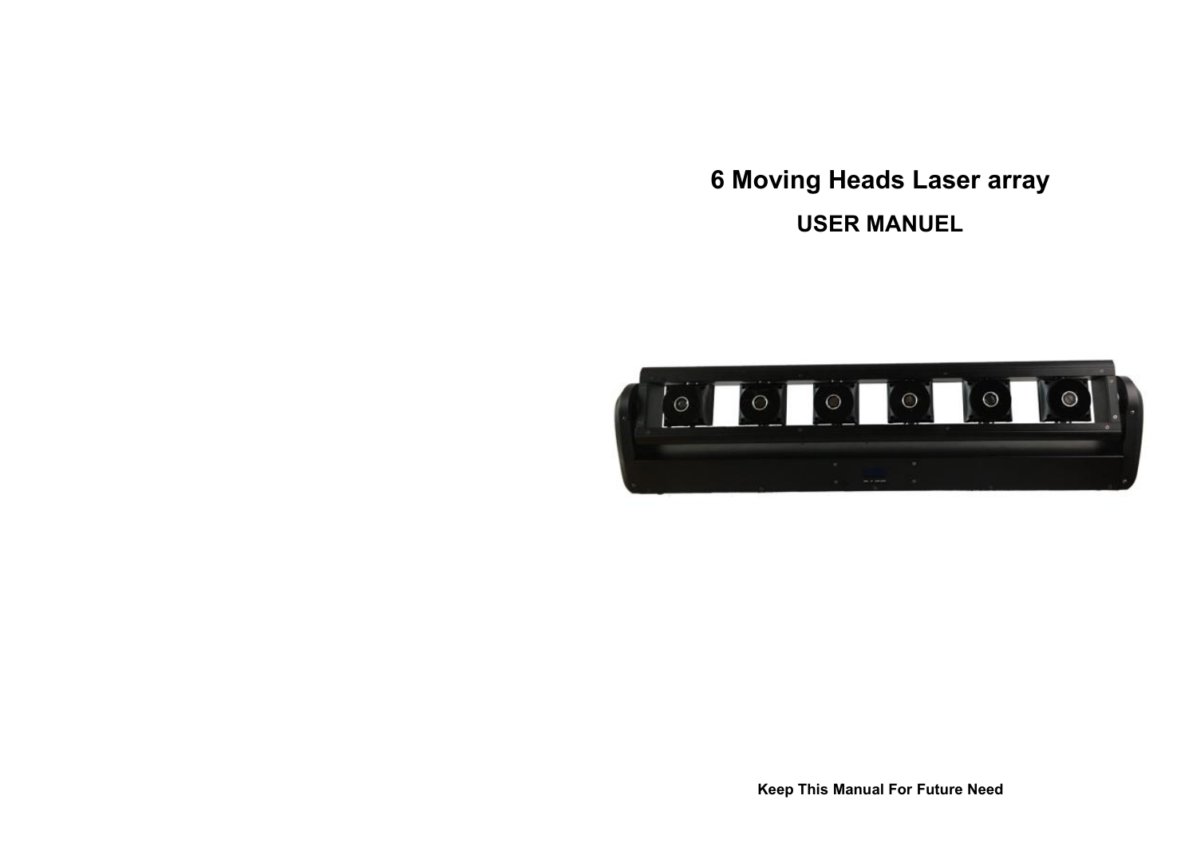# 6 Moving Heads Laser array

## USER MANUEL

**Keep This Manual For Future Need**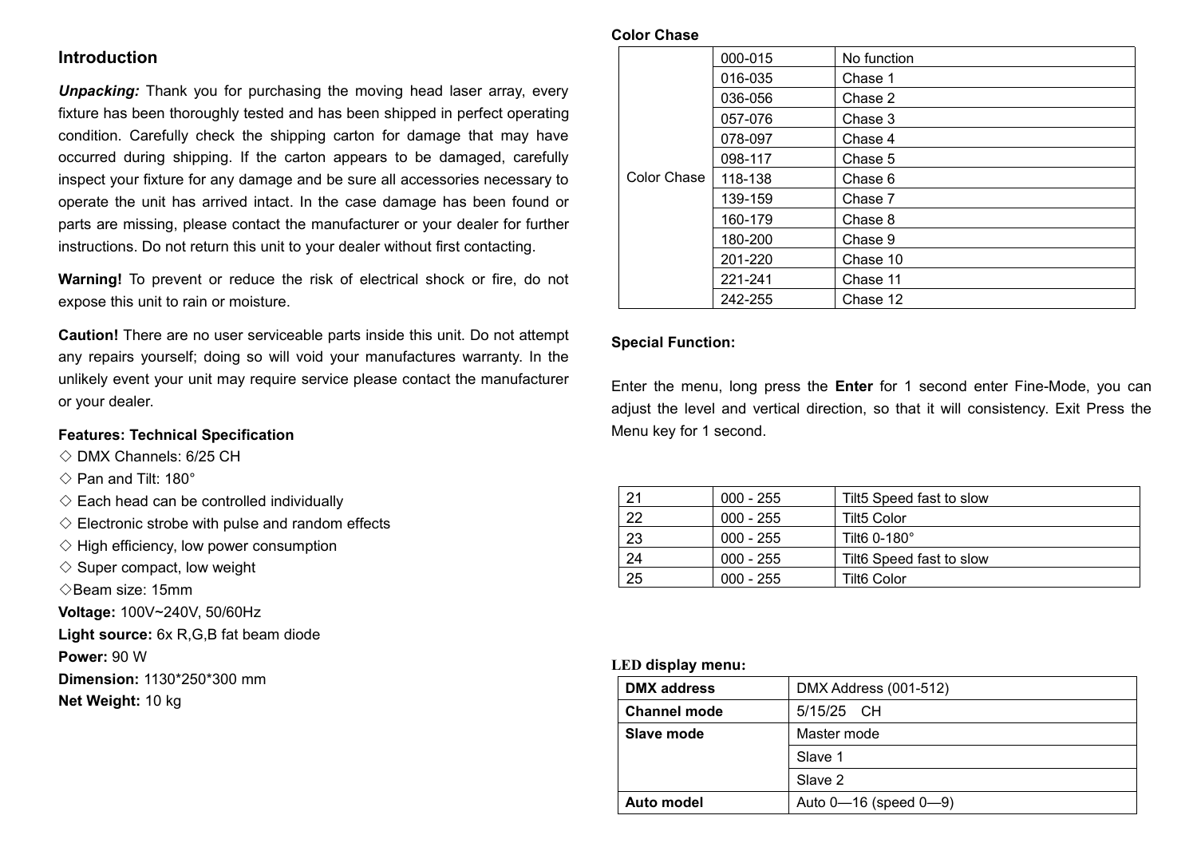## Introduction

***Unpacking:*** Thank you for purchasing the moving head laser array, every fixture has been thoroughly tested and has been shipped in perfect operating condition. Carefully check the shipping carton for damage that may have occurred during shipping. If the carton appears to be damaged, carefully inspect your fixture for any damage and be sure all accessories necessary to operate the unit has arrived intact. In the case damage has been found or parts are missing, please contact the manufacturer or your dealer for further instructions. Do not return this unit to your dealer without first contacting.

**Warning!** To prevent or reduce the risk of electrical shock or fire, do not expose this unit to rain or moisture.

**Caution!** There are no user serviceable parts inside this unit. Do not attempt any repairs yourself; doing so will void your manufactures warranty. In the unlikely event your unit may require service please contact the manufacturer or your dealer.

**Features: Technical Specification**

◇ DMX Channels: 6/25 CH
◇ Pan and Tilt: 180°
◇ Each head can be controlled individually
◇ Electronic strobe with pulse and random effects
◇ High efficiency, low power consumption
◇ Super compact, low weight
◇Beam size: 15mm

**Voltage:** 100V~240V, 50/60Hz
**Light source:** 6x R,G,B fat beam diode
**Power:** 90 W
**Dimension:** 1130*250*300 mm
**Net Weight:** 10 kg

**Color Chase**

| | | |
|---|---|---|
| Color Chase | 000-015 | No function |
| | 016-035 | Chase 1 |
| | 036-056 | Chase 2 |
| | 057-076 | Chase 3 |
| | 078-097 | Chase 4 |
| | 098-117 | Chase 5 |
| | 118-138 | Chase 6 |
| | 139-159 | Chase 7 |
| | 160-179 | Chase 8 |
| | 180-200 | Chase 9 |
| | 201-220 | Chase 10 |
| | 221-241 | Chase 11 |
| | 242-255 | Chase 12 |

**Special Function:**

Enter the menu, long press the **Enter** for 1 second enter Fine-Mode, you can adjust the level and vertical direction, so that it will consistency. Exit Press the Menu key for 1 second.

| | | |
|---|---|---|
| 21 | 000 - 255 | Tilt5 Speed fast to slow |
| 22 | 000 - 255 | Tilt5 Color |
| 23 | 000 - 255 | Tilt6 0-180° |
| 24 | 000 - 255 | Tilt6 Speed fast to slow |
| 25 | 000 - 255 | Tilt6 Color |

**LED display menu:**

| | |
|---|---|
| **DMX address** | DMX Address (001-512) |
| **Channel mode** | 5/15/25 CH |
| **Slave mode** | Master mode |
| | Slave 1 |
| | Slave 2 |
| **Auto model** | Auto 0—16 (speed 0—9) |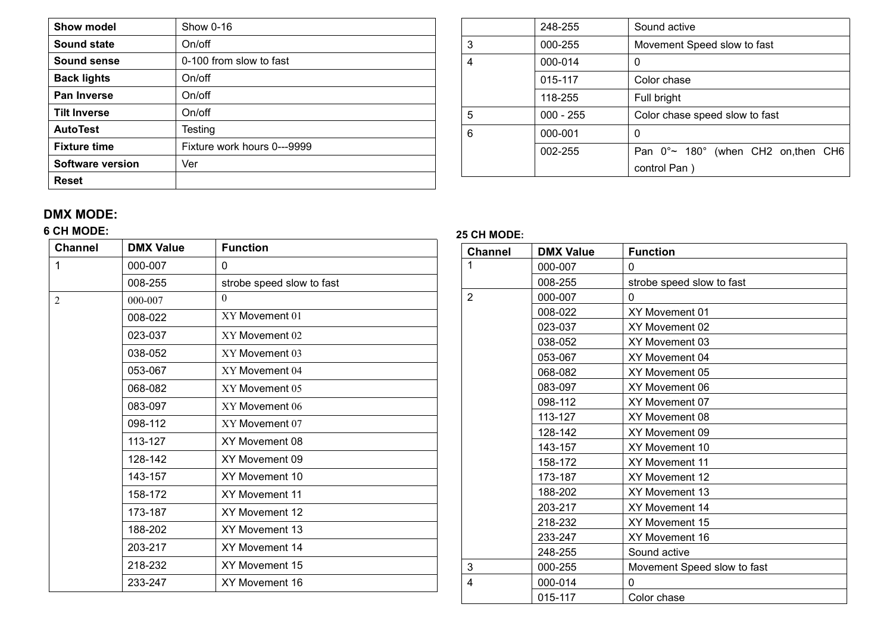| Show model | Show 0-16 |
|---|---|
| Sound state | On/off |
| Sound sense | 0-100 from slow to fast |
| Back lights | On/off |
| Pan Inverse | On/off |
| Tilt Inverse | On/off |
| AutoTest | Testing |
| Fixture time | Fixture work hours 0---9999 |
| Software version | Ver |
| Reset | |

## DMX MODE:

### 6 CH MODE:

| Channel | DMX Value | Function |
|---|---|---|
| 1 | 000-007 | 0 |
| | 008-255 | strobe speed slow to fast |
| 2 | 000-007 | 0 |
| | 008-022 | XY Movement 01 |
| | 023-037 | XY Movement 02 |
| | 038-052 | XY Movement 03 |
| | 053-067 | XY Movement 04 |
| | 068-082 | XY Movement 05 |
| | 083-097 | XY Movement 06 |
| | 098-112 | XY Movement 07 |
| | 113-127 | XY Movement 08 |
| | 128-142 | XY Movement 09 |
| | 143-157 | XY Movement 10 |
| | 158-172 | XY Movement 11 |
| | 173-187 | XY Movement 12 |
| | 188-202 | XY Movement 13 |
| | 203-217 | XY Movement 14 |
| | 218-232 | XY Movement 15 |
| | 233-247 | XY Movement 16 |
| | 248-255 | Sound active |
| 3 | 000-255 | Movement Speed slow to fast |
| 4 | 000-014 | 0 |
| | 015-117 | Color chase |
| | 118-255 | Full bright |
| 5 | 000 - 255 | Color chase speed slow to fast |
| 6 | 000-001 | 0 |
| | 002-255 | Pan 0°~ 180° (when CH2 on,then CH6 control Pan ) |

### 25 CH MODE:

| Channel | DMX Value | Function |
|---|---|---|
| 1 | 000-007 | 0 |
| | 008-255 | strobe speed slow to fast |
| 2 | 000-007 | 0 |
| | 008-022 | XY Movement 01 |
| | 023-037 | XY Movement 02 |
| | 038-052 | XY Movement 03 |
| | 053-067 | XY Movement 04 |
| | 068-082 | XY Movement 05 |
| | 083-097 | XY Movement 06 |
| | 098-112 | XY Movement 07 |
| | 113-127 | XY Movement 08 |
| | 128-142 | XY Movement 09 |
| | 143-157 | XY Movement 10 |
| | 158-172 | XY Movement 11 |
| | 173-187 | XY Movement 12 |
| | 188-202 | XY Movement 13 |
| | 203-217 | XY Movement 14 |
| | 218-232 | XY Movement 15 |
| | 233-247 | XY Movement 16 |
| | 248-255 | Sound active |
| 3 | 000-255 | Movement Speed slow to fast |
| 4 | 000-014 | 0 |
| | 015-117 | Color chase |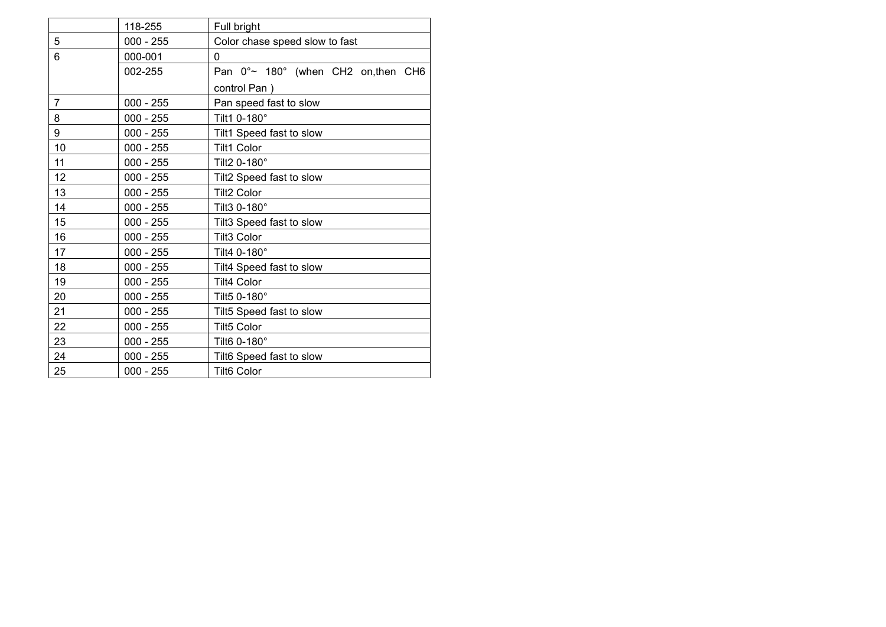| | | |
|---|---|---|
| | 118-255 | Full bright |
| 5 | 000 - 255 | Color chase speed slow to fast |
| 6 | 000-001 | 0 |
| | 002-255 | Pan 0°~ 180° (when CH2 on,then CH6 control Pan ) |
| 7 | 000 - 255 | Pan speed fast to slow |
| 8 | 000 - 255 | Tilt1 0-180° |
| 9 | 000 - 255 | Tilt1 Speed fast to slow |
| 10 | 000 - 255 | Tilt1 Color |
| 11 | 000 - 255 | Tilt2 0-180° |
| 12 | 000 - 255 | Tilt2 Speed fast to slow |
| 13 | 000 - 255 | Tilt2 Color |
| 14 | 000 - 255 | Tilt3 0-180° |
| 15 | 000 - 255 | Tilt3 Speed fast to slow |
| 16 | 000 - 255 | Tilt3 Color |
| 17 | 000 - 255 | Tilt4 0-180° |
| 18 | 000 - 255 | Tilt4 Speed fast to slow |
| 19 | 000 - 255 | Tilt4 Color |
| 20 | 000 - 255 | Tilt5 0-180° |
| 21 | 000 - 255 | Tilt5 Speed fast to slow |
| 22 | 000 - 255 | Tilt5 Color |
| 23 | 000 - 255 | Tilt6 0-180° |
| 24 | 000 - 255 | Tilt6 Speed fast to slow |
| 25 | 000 - 255 | Tilt6 Color |